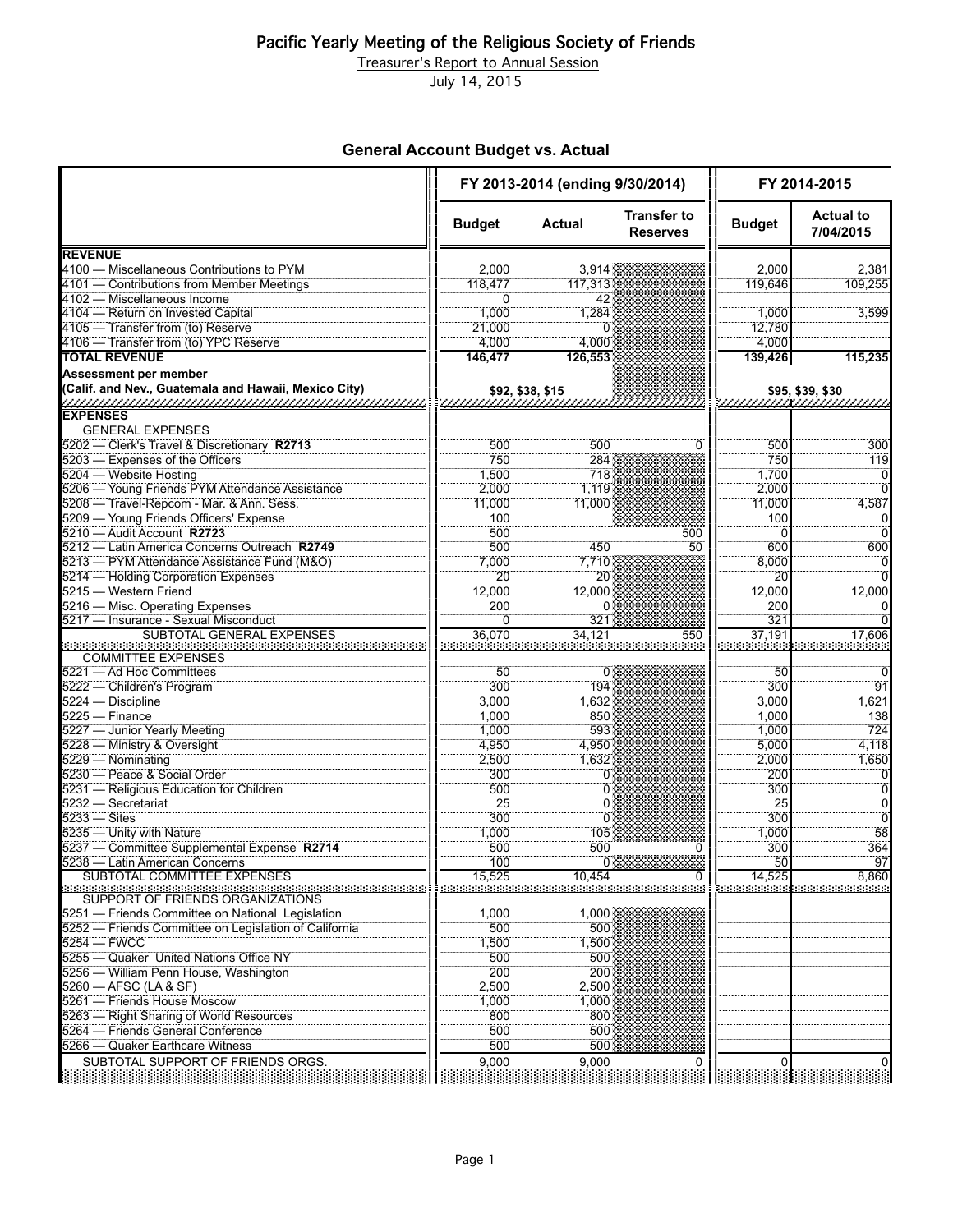# Pacific Yearly Meeting of the Religious Society of Friends

Treasurer's Report to Annual Session

July 14, 2015

## General Account Budget vs. Actual

| | FY 2013-2014 (ending 9/30/2014) | | | FY 2014-2015 | |
|---|---|---|---|---|---|
| | Budget | Actual | Transfer to Reserves | Budget | Actual to 7/04/2015 |
| **REVENUE** | | | | | |
| 4100 — Miscellaneous Contributions to PYM | 2,000 | 3,914 | | 2,000 | 2,381 |
| 4101 — Contributions from Member Meetings | 118,477 | 117,313 | | 119,646 | 109,255 |
| 4102 — Miscellaneous Income | 0 | 42 | | | |
| 4104 — Return on Invested Capital | 1,000 | 1,284 | | 1,000 | 3,599 |
| 4105 — Transfer from (to) Reserve | 21,000 | 0 | | 12,780 | |
| 4106 — Transfer from (to) YPC Reserve | 4,000 | 4,000 | | 4,000 | |
| **TOTAL REVENUE** | **146,477** | **126,553** | | **139,426** | **115,235** |
| **Assessment per member (Calif. and Nev., Guatemala and Hawaii, Mexico City)** | $92, $38, $15 | | | $95, $39, $30 | |
| **EXPENSES** | | | | | |
| GENERAL EXPENSES | | | | | |
| 5202 — Clerk's Travel & Discretionary **R2713** | 500 | 500 | 0 | 500 | 300 |
| 5203 — Expenses of the Officers | 750 | 284 | | 750 | 119 |
| 5204 — Website Hosting | 1,500 | 718 | | 1,700 | 0 |
| 5206 — Young Friends PYM Attendance Assistance | 2,000 | 1,119 | | 2,000 | 0 |
| 5208 — Travel-Repcom - Mar. & Ann. Sess. | 11,000 | 11,000 | | 11,000 | 4,587 |
| 5209 — Young Friends Officers' Expense | 100 | | | 100 | 0 |
| 5210 — Audit Account **R2723** | 500 | | 500 | 0 | 0 |
| 5212 — Latin America Concerns Outreach **R2749** | 500 | 450 | 50 | 600 | 600 |
| 5213 — PYM Attendance Assistance Fund (M&O) | 7,000 | 7,710 | | 8,000 | 0 |
| 5214 — Holding Corporation Expenses | 20 | 20 | | 20 | 0 |
| 5215 — Western Friend | 12,000 | 12,000 | | 12,000 | 12,000 |
| 5216 — Misc. Operating Expenses | 200 | 0 | | 200 | 0 |
| 5217 — Insurance - Sexual Misconduct | 0 | 321 | | 321 | 0 |
| SUBTOTAL GENERAL EXPENSES | 36,070 | 34,121 | 550 | 37,191 | 17,606 |
| COMMITTEE EXPENSES | | | | | |
| 5221 — Ad Hoc Committees | 50 | 0 | | 50 | 0 |
| 5222 — Children's Program | 300 | 194 | | 300 | 91 |
| 5224 — Discipline | 3,000 | 1,632 | | 3,000 | 1,621 |
| 5225 — Finance | 1,000 | 850 | | 1,000 | 138 |
| 5227 — Junior Yearly Meeting | 1,000 | 593 | | 1,000 | 724 |
| 5228 — Ministry & Oversight | 4,950 | 4,950 | | 5,000 | 4,118 |
| 5229 — Nominating | 2,500 | 1,632 | | 2,000 | 1,650 |
| 5230 — Peace & Social Order | 300 | 0 | | 200 | 0 |
| 5231 — Religious Education for Children | 500 | 0 | | 300 | 0 |
| 5232 — Secretariat | 25 | 0 | | 25 | 0 |
| 5233 — Sites | 300 | 0 | | 300 | 0 |
| 5235 — Unity with Nature | 1,000 | 105 | | 1,000 | 58 |
| 5237 — Committee Supplemental Expense **R2714** | 500 | 500 | 0 | 300 | 364 |
| 5238 — Latin American Concerns | 100 | 0 | | 50 | 97 |
| SUBTOTAL COMMITTEE EXPENSES | 15,525 | 10,454 | 0 | 14,525 | 8,860 |
| SUPPORT OF FRIENDS ORGANIZATIONS | | | | | |
| 5251 — Friends Committee on National Legislation | 1,000 | 1,000 | | | |
| 5252 — Friends Committee on Legislation of California | 500 | 500 | | | |
| 5254 — FWCC | 1,500 | 1,500 | | | |
| 5255 — Quaker United Nations Office NY | 500 | 500 | | | |
| 5256 — William Penn House, Washington | 200 | 200 | | | |
| 5260 — AFSC (LA & SF) | 2,500 | 2,500 | | | |
| 5261 — Friends House Moscow | 1,000 | 1,000 | | | |
| 5263 — Right Sharing of World Resources | 800 | 800 | | | |
| 5264 — Friends General Conference | 500 | 500 | | | |
| 5266 — Quaker Earthcare Witness | 500 | 500 | | | |
| SUBTOTAL SUPPORT OF FRIENDS ORGS. | 9,000 | 9,000 | 0 | 0 | 0 |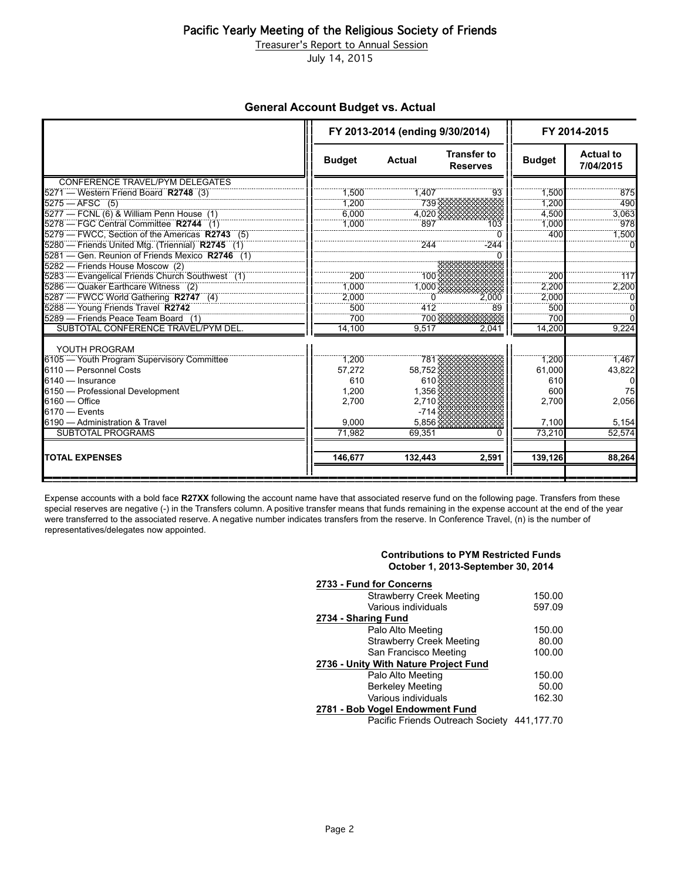# Pacific Yearly Meeting of the Religious Society of Friends

Treasurer's Report to Annual Session

July 14, 2015

## General Account Budget vs. Actual

| | FY 2013-2014 (ending 9/30/2014) | | | FY 2014-2015 | |
|---|---|---|---|---|---|
| | **Budget** | **Actual** | **Transfer to Reserves** | **Budget** | **Actual to 7/04/2015** |
| CONFERENCE TRAVEL/PYM DELEGATES | | | | | |
| 5271 — Western Friend Board **R2748** (3) | 1,500 | 1,407 | 93 | 1,500 | 875 |
| 5275 — AFSC (5) | 1,200 | 739 | | 1,200 | 490 |
| 5277 — FCNL (6) & William Penn House (1) | 6,000 | 4,020 | | 4,500 | 3,063 |
| 5278 — FGC Central Committee **R2744** (1) | 1,000 | 897 | 103 | 1,000 | 978 |
| 5279 — FWCC, Section of the Americas **R2743** (5) | | | 0 | 400 | 1,500 |
| 5280 — Friends United Mtg. (Triennial) **R2745** (1) | | 244 | -244 | | 0 |
| 5281 — Gen. Reunion of Friends Mexico **R2746** (1) | | | 0 | | |
| 5282 — Friends House Moscow (2) | | | | | |
| 5283 — Evangelical Friends Church Southwest (1) | 200 | 100 | | 200 | 117 |
| 5286 — Quaker Earthcare Witness (2) | 1,000 | 1,000 | | 2,200 | 2,200 |
| 5287 — FWCC World Gathering **R2747** (4) | 2,000 | 0 | 2,000 | 2,000 | 0 |
| 5288 — Young Friends Travel **R2742** | 500 | 412 | 89 | 500 | 0 |
| 5289 — Friends Peace Team Board (1) | 700 | 700 | | 700 | 0 |
| SUBTOTAL CONFERENCE TRAVEL/PYM DEL. | 14,100 | 9,517 | 2,041 | 14,200 | 9,224 |
| YOUTH PROGRAM | | | | | |
| 6105 — Youth Program Supervisory Committee | 1,200 | 781 | | 1,200 | 1,467 |
| 6110 — Personnel Costs | 57,272 | 58,752 | | 61,000 | 43,822 |
| 6140 — Insurance | 610 | 610 | | 610 | 0 |
| 6150 — Professional Development | 1,200 | 1,356 | | 600 | 75 |
| 6160 — Office | 2,700 | 2,710 | | 2,700 | 2,056 |
| 6170 — Events | | -714 | | | |
| 6190 — Administration & Travel | 9,000 | 5,856 | | 7,100 | 5,154 |
| SUBTOTAL PROGRAMS | 71,982 | 69,351 | 0 | 73,210 | 52,574 |
| **TOTAL EXPENSES** | **146,677** | **132,443** | **2,591** | **139,126** | **88,264** |

Expense accounts with a bold face **R27XX** following the account name have that associated reserve fund on the following page. Transfers from these special reserves are negative (-) in the Transfers column. A positive transfer means that funds remaining in the expense account at the end of the year were transferred to the associated reserve. A negative number indicates transfers from the reserve. In Conference Travel, (n) is the number of representatives/delegates now appointed.

### Contributions to PYM Restricted Funds
### October 1, 2013-September 30, 2014

| | |
|---|---|
| **2733 - Fund for Concerns** | |
| Strawberry Creek Meeting | 150.00 |
| Various individuals | 597.09 |
| **2734 - Sharing Fund** | |
| Palo Alto Meeting | 150.00 |
| Strawberry Creek Meeting | 80.00 |
| San Francisco Meeting | 100.00 |
| **2736 - Unity With Nature Project Fund** | |
| Palo Alto Meeting | 150.00 |
| Berkeley Meeting | 50.00 |
| Various individuals | 162.30 |
| **2781 - Bob Vogel Endowment Fund** | |
| Pacific Friends Outreach Society | 441,177.70 |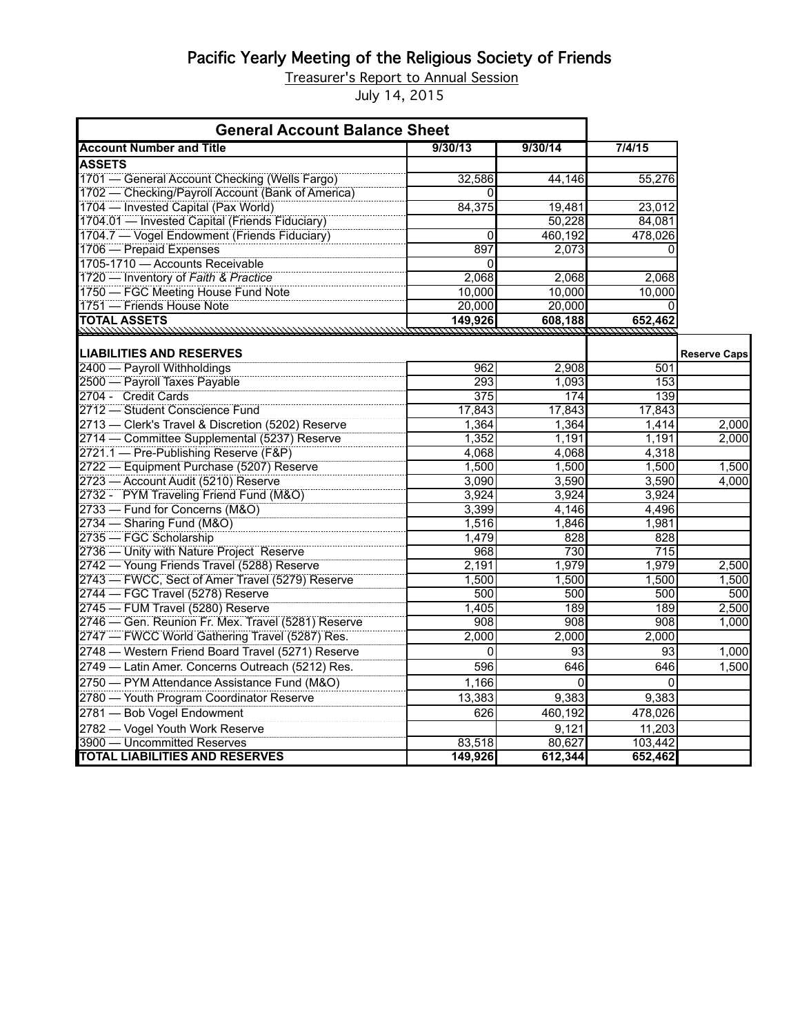# Pacific Yearly Meeting of the Religious Society of Friends

Treasurer's Report to Annual Session

July 14, 2015

| General Account Balance Sheet | | | | |
|---|---|---|---|---|
| **Account Number and Title** | **9/30/13** | **9/30/14** | **7/4/15** | |
| **ASSETS** | | | | |
| 1701 — General Account Checking (Wells Fargo) | 32,586 | 44,146 | 55,276 | |
| 1702 — Checking/Payroll Account (Bank of America) | 0 | | | |
| 1704 — Invested Capital (Pax World) | 84,375 | 19,481 | 23,012 | |
| 1704.01 — Invested Capital (Friends Fiduciary) | | 50,228 | 84,081 | |
| 1704.7 — Vogel Endowment (Friends Fiduciary) | 0 | 460,192 | 478,026 | |
| 1706 — Prepaid Expenses | 897 | 2,073 | 0 | |
| 1705-1710 — Accounts Receivable | 0 | | | |
| 1720 — Inventory of *Faith & Practice* | 2,068 | 2,068 | 2,068 | |
| 1750 — FGC Meeting House Fund Note | 10,000 | 10,000 | 10,000 | |
| 1751 — Friends House Note | 20,000 | 20,000 | 0 | |
| **TOTAL ASSETS** | **149,926** | **608,188** | **652,462** | |
| | | | | |
| **LIABILITIES AND RESERVES** | | | | **Reserve Caps** |
| 2400 — Payroll Withholdings | 962 | 2,908 | 501 | |
| 2500 — Payroll Taxes Payable | 293 | 1,093 | 153 | |
| 2704 - Credit Cards | 375 | 174 | 139 | |
| 2712 — Student Conscience Fund | 17,843 | 17,843 | 17,843 | |
| 2713 — Clerk's Travel & Discretion (5202) Reserve | 1,364 | 1,364 | 1,414 | 2,000 |
| 2714 — Committee Supplemental (5237) Reserve | 1,352 | 1,191 | 1,191 | 2,000 |
| 2721.1 — Pre-Publishing Reserve (F&P) | 4,068 | 4,068 | 4,318 | |
| 2722 — Equipment Purchase (5207) Reserve | 1,500 | 1,500 | 1,500 | 1,500 |
| 2723 — Account Audit (5210) Reserve | 3,090 | 3,590 | 3,590 | 4,000 |
| 2732 - PYM Traveling Friend Fund (M&O) | 3,924 | 3,924 | 3,924 | |
| 2733 — Fund for Concerns (M&O) | 3,399 | 4,146 | 4,496 | |
| 2734 — Sharing Fund (M&O) | 1,516 | 1,846 | 1,981 | |
| 2735 — FGC Scholarship | 1,479 | 828 | 828 | |
| 2736 — Unity with Nature Project Reserve | 968 | 730 | 715 | |
| 2742 — Young Friends Travel (5288) Reserve | 2,191 | 1,979 | 1,979 | 2,500 |
| 2743 — FWCC, Sect of Amer Travel (5279) Reserve | 1,500 | 1,500 | 1,500 | 1,500 |
| 2744 — FGC Travel (5278) Reserve | 500 | 500 | 500 | 500 |
| 2745 — FUM Travel (5280) Reserve | 1,405 | 189 | 189 | 2,500 |
| 2746 — Gen. Reunion Fr. Mex. Travel (5281) Reserve | 908 | 908 | 908 | 1,000 |
| 2747 — FWCC World Gathering Travel (5287) Res. | 2,000 | 2,000 | 2,000 | |
| 2748 — Western Friend Board Travel (5271) Reserve | 0 | 93 | 93 | 1,000 |
| 2749 — Latin Amer. Concerns Outreach (5212) Res. | 596 | 646 | 646 | 1,500 |
| 2750 — PYM Attendance Assistance Fund (M&O) | 1,166 | 0 | 0 | |
| 2780 — Youth Program Coordinator Reserve | 13,383 | 9,383 | 9,383 | |
| 2781 — Bob Vogel Endowment | 626 | 460,192 | 478,026 | |
| 2782 — Vogel Youth Work Reserve | | 9,121 | 11,203 | |
| 3900 — Uncommitted Reserves | 83,518 | 80,627 | 103,442 | |
| **TOTAL LIABILITIES AND RESERVES** | **149,926** | **612,344** | **652,462** | |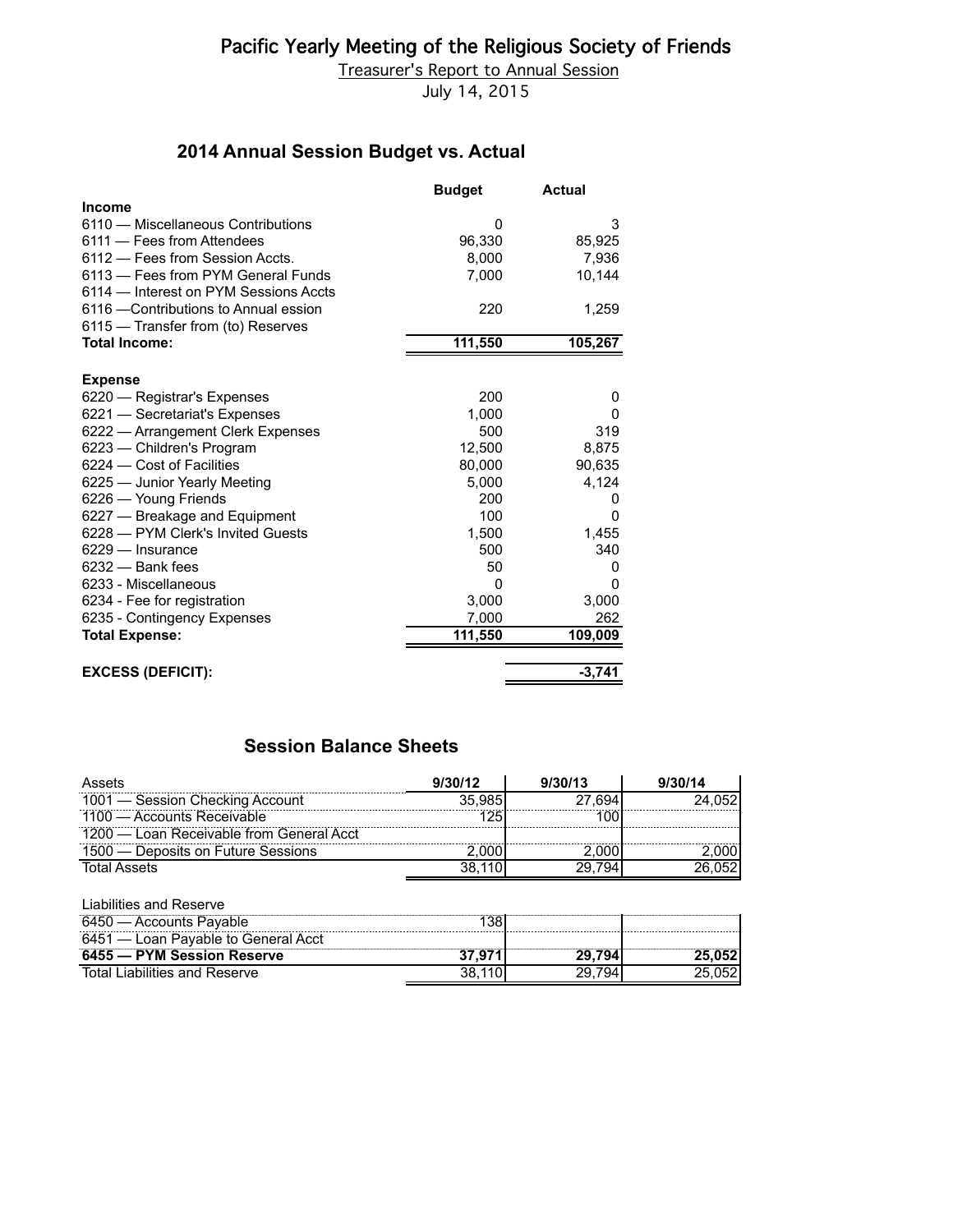# Pacific Yearly Meeting of the Religious Society of Friends

Treasurer's Report to Annual Session

July 14, 2015

## 2014 Annual Session Budget vs. Actual

| | Budget | Actual |
|---|---|---|
| **Income** | | |
| 6110 — Miscellaneous Contributions | 0 | 3 |
| 6111 — Fees from Attendees | 96,330 | 85,925 |
| 6112 — Fees from Session Accts. | 8,000 | 7,936 |
| 6113 — Fees from PYM General Funds | 7,000 | 10,144 |
| 6114 — Interest on PYM Sessions Accts | | |
| 6116 —Contributions to Annual ession | 220 | 1,259 |
| 6115 — Transfer from (to) Reserves | | |
| **Total Income:** | **111,550** | **105,267** |
| **Expense** | | |
| 6220 — Registrar's Expenses | 200 | 0 |
| 6221 — Secretariat's Expenses | 1,000 | 0 |
| 6222 — Arrangement Clerk Expenses | 500 | 319 |
| 6223 — Children's Program | 12,500 | 8,875 |
| 6224 — Cost of Facilities | 80,000 | 90,635 |
| 6225 — Junior Yearly Meeting | 5,000 | 4,124 |
| 6226 — Young Friends | 200 | 0 |
| 6227 — Breakage and Equipment | 100 | 0 |
| 6228 — PYM Clerk's Invited Guests | 1,500 | 1,455 |
| 6229 — Insurance | 500 | 340 |
| 6232 — Bank fees | 50 | 0 |
| 6233 - Miscellaneous | 0 | 0 |
| 6234 - Fee for registration | 3,000 | 3,000 |
| 6235 - Contingency Expenses | 7,000 | 262 |
| **Total Expense:** | **111,550** | **109,009** |
| **EXCESS (DEFICIT):** | | **-3,741** |

## Session Balance Sheets

| Assets | 9/30/12 | 9/30/13 | 9/30/14 |
|---|---|---|---|
| 1001 — Session Checking Account | 35,985 | 27,694 | 24,052 |
| 1100 — Accounts Receivable | 125 | 100 | |
| 1200 — Loan Receivable from General Acct | | | |
| 1500 — Deposits on Future Sessions | 2,000 | 2,000 | 2,000 |
| Total Assets | 38,110 | 29,794 | 26,052 |
| Liabilities and Reserve | | | |
| 6450 — Accounts Payable | 138 | | |
| 6451 — Loan Payable to General Acct | | | |
| **6455 — PYM Session Reserve** | **37,971** | **29,794** | **25,052** |
| Total Liabilities and Reserve | 38,110 | 29,794 | 25,052 |